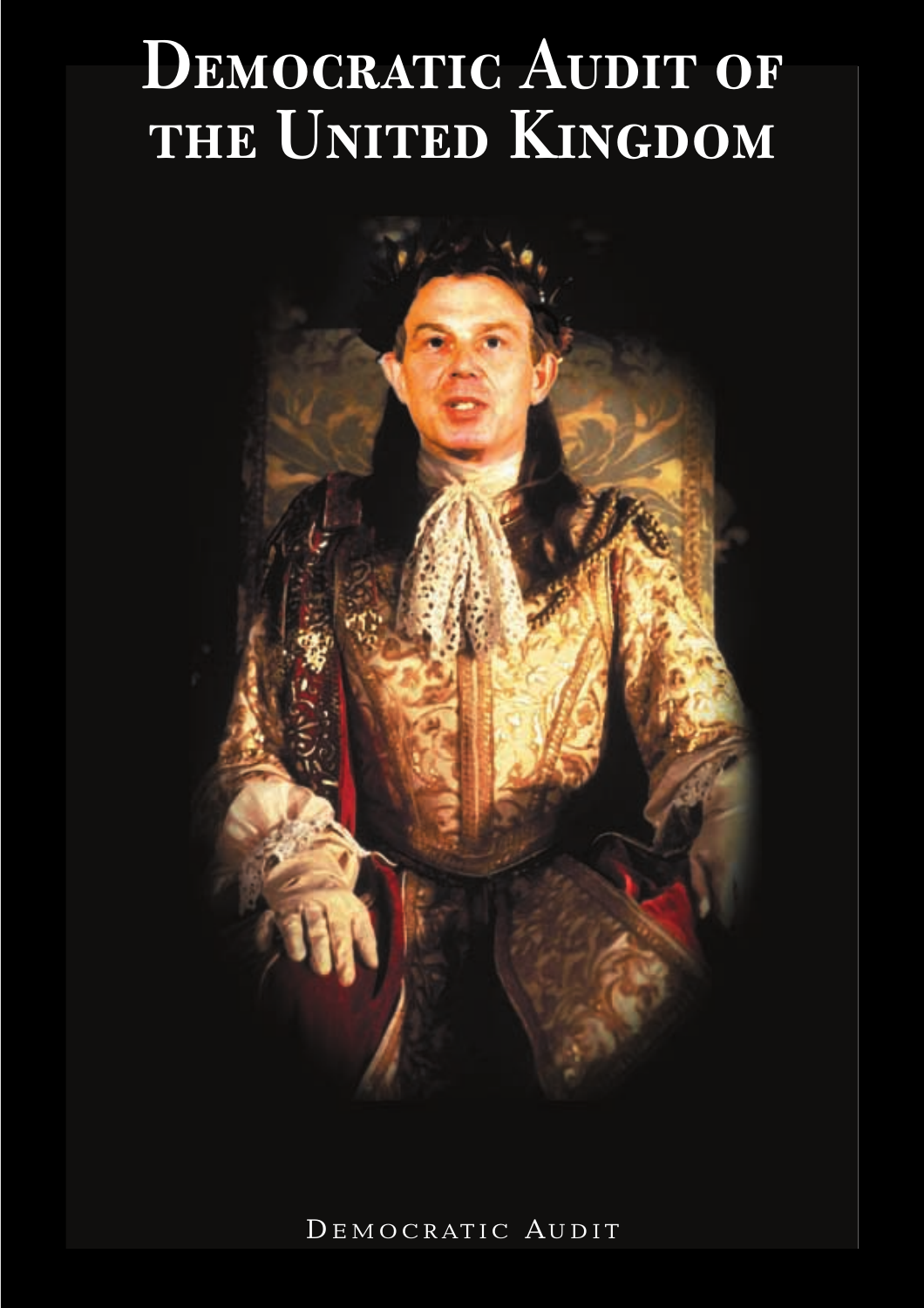# Democratic Audit of the United Kingdom

Democratic Audit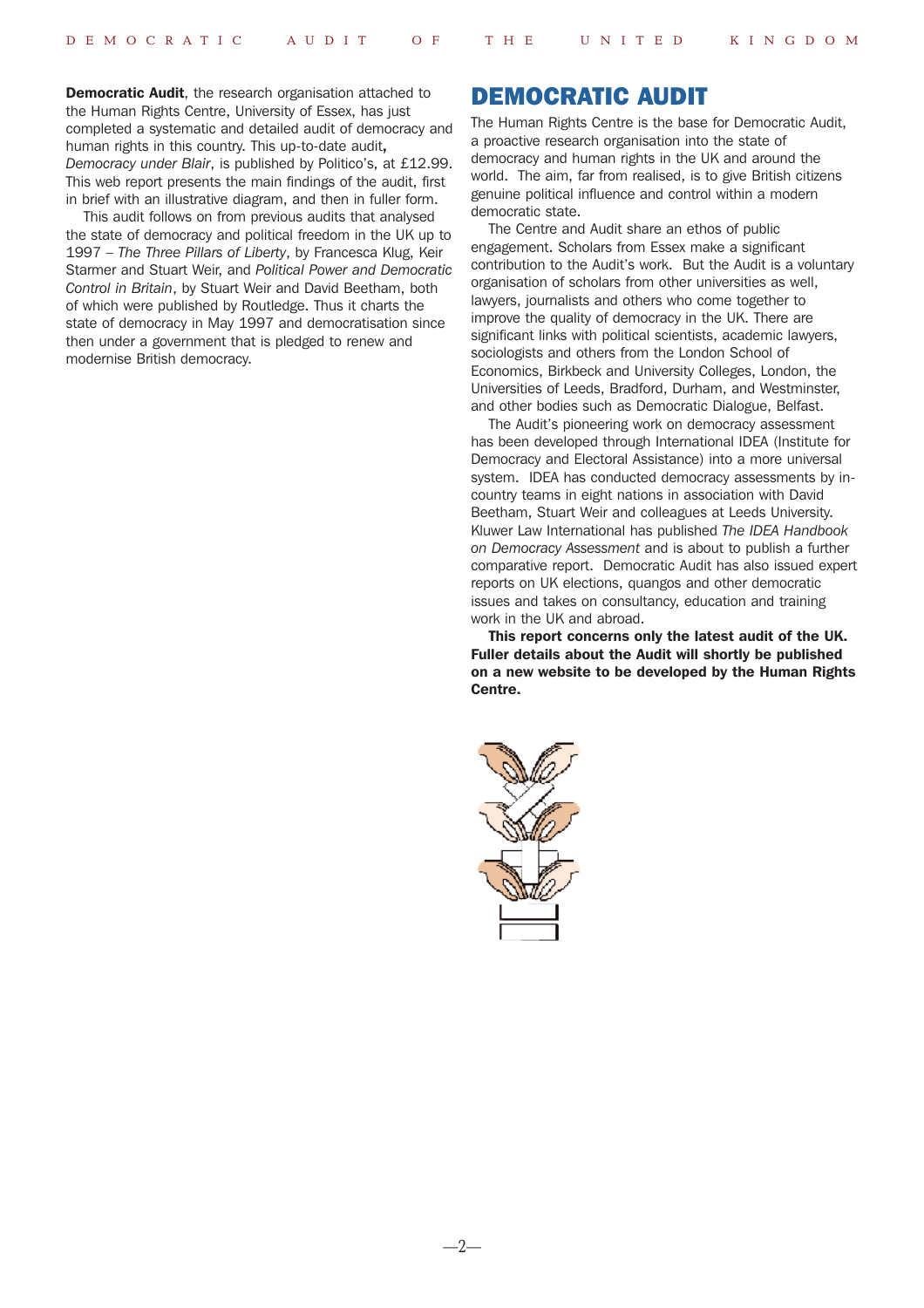**Democratic Audit**, the research organisation attached to the Human Rights Centre, University of Essex, has just completed a systematic and detailed audit of democracy and human rights in this country. This up-to-date audit**,** *Democracy under Blair*, is published by Politico's, at £12.99. This web report presents the main findings of the audit, first in brief with an illustrative diagram, and then in fuller form.

This audit follows on from previous audits that analysed the state of democracy and political freedom in the UK up to 1997 – *The Three Pillars of Liberty*, by Francesca Klug, Keir Starmer and Stuart Weir, and *Political Power and Democratic Control in Britain*, by Stuart Weir and David Beetham, both of which were published by Routledge. Thus it charts the state of democracy in May 1997 and democratisation since then under a government that is pledged to renew and modernise British democracy.

## DEMOCRATIC AUDIT

The Human Rights Centre is the base for Democratic Audit, a proactive research organisation into the state of democracy and human rights in the UK and around the world. The aim, far from realised, is to give British citizens genuine political influence and control within a modern democratic state.

The Centre and Audit share an ethos of public engagement. Scholars from Essex make a significant contribution to the Audit's work. But the Audit is a voluntary organisation of scholars from other universities as well, lawyers, journalists and others who come together to improve the quality of democracy in the UK. There are significant links with political scientists, academic lawyers, sociologists and others from the London School of Economics, Birkbeck and University Colleges, London, the Universities of Leeds, Bradford, Durham, and Westminster, and other bodies such as Democratic Dialogue, Belfast.

The Audit's pioneering work on democracy assessment has been developed through International IDEA (Institute for Democracy and Electoral Assistance) into a more universal system. IDEA has conducted democracy assessments by in-country teams in eight nations in association with David Beetham, Stuart Weir and colleagues at Leeds University. Kluwer Law International has published *The IDEA Handbook on Democracy Assessment* and is about to publish a further comparative report. Democratic Audit has also issued expert reports on UK elections, quangos and other democratic issues and takes on consultancy, education and training work in the UK and abroad.

**This report concerns only the latest audit of the UK. Fuller details about the Audit will shortly be published on a new website to be developed by the Human Rights Centre.**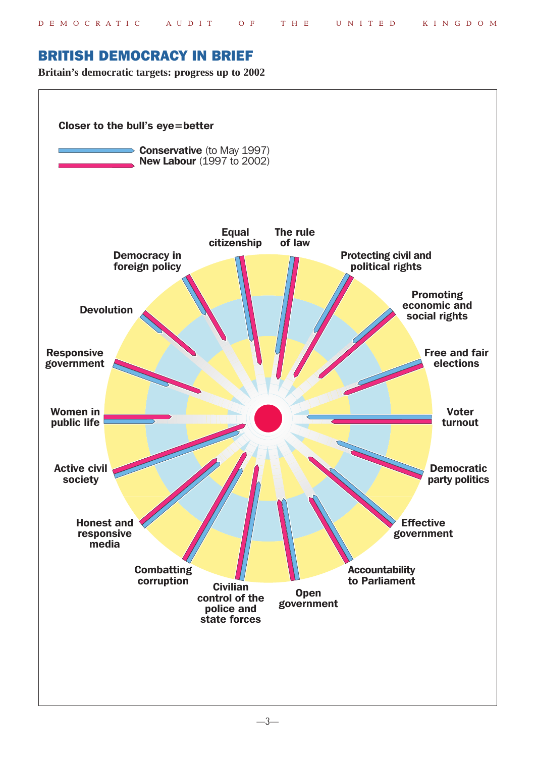# BRITISH DEMOCRACY IN BRIEF

**Britain's democratic targets: progress up to 2002**

**Closer to the bull's eye=better**

**Conservative** (to May 1997)
**New Labour** (1997 to 2002)

Equal citizenship
The rule of law
Protecting civil and political rights
Promoting economic and social rights
Free and fair elections
Voter turnout
Democratic party politics
Effective government
Accountability to Parliament
Open government
Civilian control of the police and state forces
Combatting corruption
Honest and responsive media
Active civil society
Women in public life
Responsive government
Devolution
Democracy in foreign policy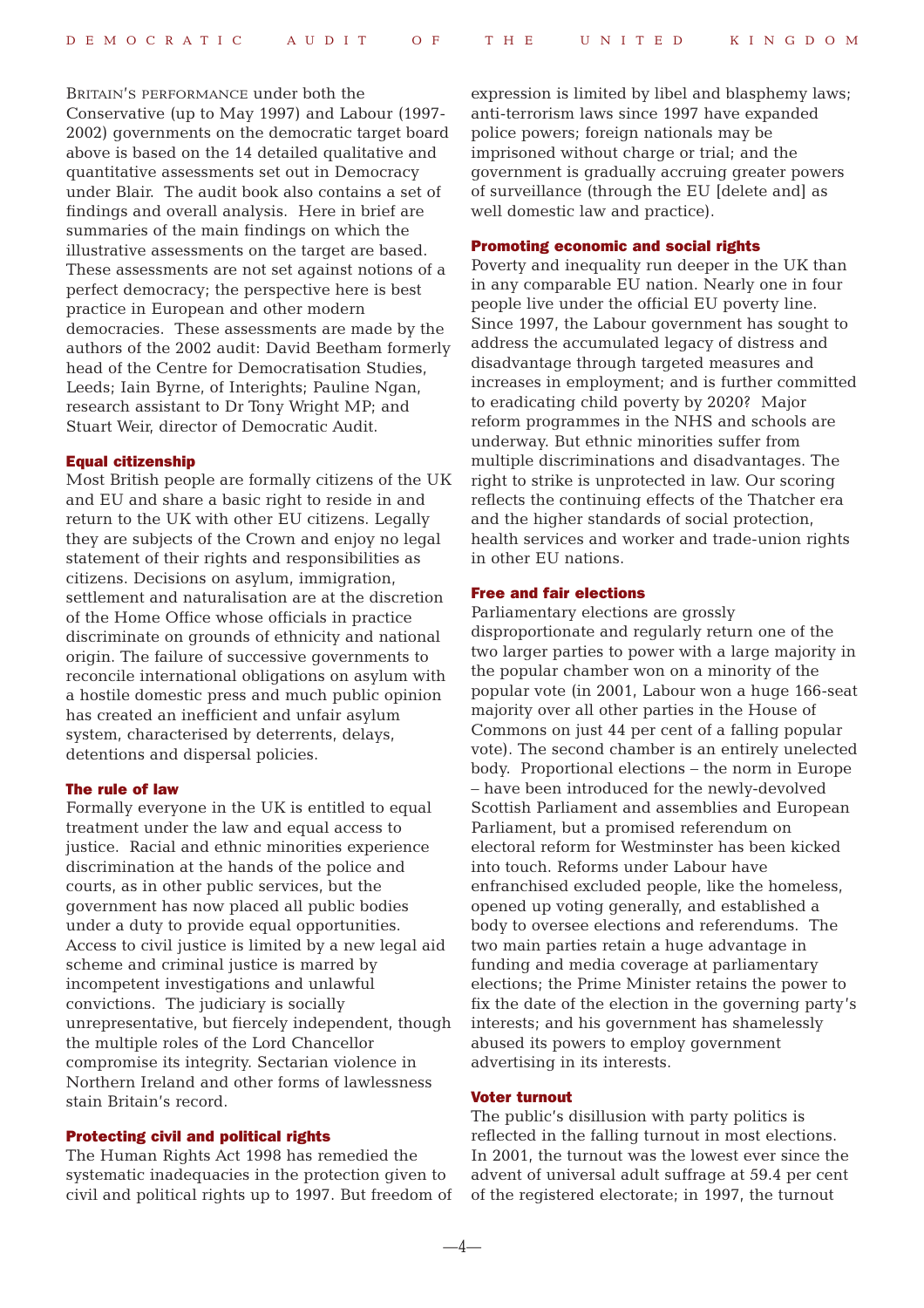Britain's performance under both the Conservative (up to May 1997) and Labour (1997-2002) governments on the democratic target board above is based on the 14 detailed qualitative and quantitative assessments set out in Democracy under Blair. The audit book also contains a set of findings and overall analysis. Here in brief are summaries of the main findings on which the illustrative assessments on the target are based. These assessments are not set against notions of a perfect democracy; the perspective here is best practice in European and other modern democracies. These assessments are made by the authors of the 2002 audit: David Beetham formerly head of the Centre for Democratisation Studies, Leeds; Iain Byrne, of Interights; Pauline Ngan, research assistant to Dr Tony Wright MP; and Stuart Weir, director of Democratic Audit.

### Equal citizenship

Most British people are formally citizens of the UK and EU and share a basic right to reside in and return to the UK with other EU citizens. Legally they are subjects of the Crown and enjoy no legal statement of their rights and responsibilities as citizens. Decisions on asylum, immigration, settlement and naturalisation are at the discretion of the Home Office whose officials in practice discriminate on grounds of ethnicity and national origin. The failure of successive governments to reconcile international obligations on asylum with a hostile domestic press and much public opinion has created an inefficient and unfair asylum system, characterised by deterrents, delays, detentions and dispersal policies.

### The rule of law

Formally everyone in the UK is entitled to equal treatment under the law and equal access to justice. Racial and ethnic minorities experience discrimination at the hands of the police and courts, as in other public services, but the government has now placed all public bodies under a duty to provide equal opportunities. Access to civil justice is limited by a new legal aid scheme and criminal justice is marred by incompetent investigations and unlawful convictions. The judiciary is socially unrepresentative, but fiercely independent, though the multiple roles of the Lord Chancellor compromise its integrity. Sectarian violence in Northern Ireland and other forms of lawlessness stain Britain's record.

### Protecting civil and political rights

The Human Rights Act 1998 has remedied the systematic inadequacies in the protection given to civil and political rights up to 1997. But freedom of expression is limited by libel and blasphemy laws; anti-terrorism laws since 1997 have expanded police powers; foreign nationals may be imprisoned without charge or trial; and the government is gradually accruing greater powers of surveillance (through the EU [delete and] as well domestic law and practice).

### Promoting economic and social rights

Poverty and inequality run deeper in the UK than in any comparable EU nation. Nearly one in four people live under the official EU poverty line. Since 1997, the Labour government has sought to address the accumulated legacy of distress and disadvantage through targeted measures and increases in employment; and is further committed to eradicating child poverty by 2020? Major reform programmes in the NHS and schools are underway. But ethnic minorities suffer from multiple discriminations and disadvantages. The right to strike is unprotected in law. Our scoring reflects the continuing effects of the Thatcher era and the higher standards of social protection, health services and worker and trade-union rights in other EU nations.

### Free and fair elections

Parliamentary elections are grossly disproportionate and regularly return one of the two larger parties to power with a large majority in the popular chamber won on a minority of the popular vote (in 2001, Labour won a huge 166-seat majority over all other parties in the House of Commons on just 44 per cent of a falling popular vote). The second chamber is an entirely unelected body. Proportional elections – the norm in Europe – have been introduced for the newly-devolved Scottish Parliament and assemblies and European Parliament, but a promised referendum on electoral reform for Westminster has been kicked into touch. Reforms under Labour have enfranchised excluded people, like the homeless, opened up voting generally, and established a body to oversee elections and referendums. The two main parties retain a huge advantage in funding and media coverage at parliamentary elections; the Prime Minister retains the power to fix the date of the election in the governing party's interests; and his government has shamelessly abused its powers to employ government advertising in its interests.

### Voter turnout

The public's disillusion with party politics is reflected in the falling turnout in most elections. In 2001, the turnout was the lowest ever since the advent of universal adult suffrage at 59.4 per cent of the registered electorate; in 1997, the turnout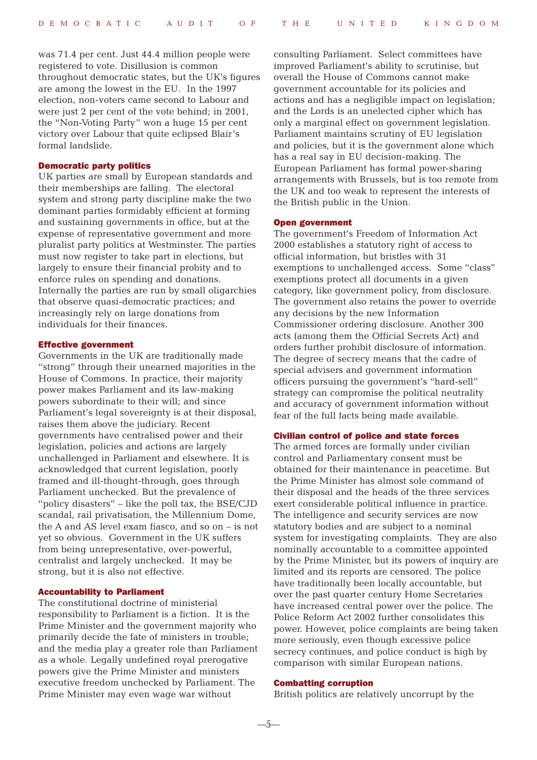was 71.4 per cent. Just 44.4 million people were registered to vote. Disillusion is common throughout democratic states, but the UK's figures are among the lowest in the EU. In the 1997 election, non-voters came second to Labour and were just 2 per cent of the vote behind; in 2001, the "Non-Voting Party" won a huge 15 per cent victory over Labour that quite eclipsed Blair's formal landslide.

### Democratic party politics

UK parties are small by European standards and their memberships are falling. The electoral system and strong party discipline make the two dominant parties formidably efficient at forming and sustaining governments in office, but at the expense of representative government and more pluralist party politics at Westminster. The parties must now register to take part in elections, but largely to ensure their financial probity and to enforce rules on spending and donations. Internally the parties are run by small oligarchies that observe quasi-democratic practices; and increasingly rely on large donations from individuals for their finances.

### Effective government

Governments in the UK are traditionally made "strong" through their unearned majorities in the House of Commons. In practice, their majority power makes Parliament and its law-making powers subordinate to their will; and since Parliament's legal sovereignty is at their disposal, raises them above the judiciary. Recent governments have centralised power and their legislation, policies and actions are largely unchallenged in Parliament and elsewhere. It is acknowledged that current legislation, poorly framed and ill-thought-through, goes through Parliament unchecked. But the prevalence of "policy disasters" – like the poll tax, the BSE/CJD scandal, rail privatisation, the Millennium Dome, the A and AS level exam fiasco, and so on – is not yet so obvious. Government in the UK suffers from being unrepresentative, over-powerful, centralist and largely unchecked. It may be strong, but it is also not effective.

### Accountability to Parliament

The constitutional doctrine of ministerial responsibility to Parliament is a fiction. It is the Prime Minister and the government majority who primarily decide the fate of ministers in trouble; and the media play a greater role than Parliament as a whole. Legally undefined royal prerogative powers give the Prime Minister and ministers executive freedom unchecked by Parliament. The Prime Minister may even wage war without consulting Parliament. Select committees have improved Parliament's ability to scrutinise, but overall the House of Commons cannot make government accountable for its policies and actions and has a negligible impact on legislation; and the Lords is an unelected cipher which has only a marginal effect on government legislation. Parliament maintains scrutiny of EU legislation and policies, but it is the government alone which has a real say in EU decision-making. The European Parliament has formal power-sharing arrangements with Brussels, but is too remote from the UK and too weak to represent the interests of the British public in the Union.

### Open government

The government's Freedom of Information Act 2000 establishes a statutory right of access to official information, but bristles with 31 exemptions to unchallenged access. Some "class" exemptions protect all documents in a given category, like government policy, from disclosure. The government also retains the power to override any decisions by the new Information Commissioner ordering disclosure. Another 300 acts (among them the Official Secrets Act) and orders further prohibit disclosure of information. The degree of secrecy means that the cadre of special advisers and government information officers pursuing the government's "hard-sell" strategy can compromise the political neutrality and accuracy of government information without fear of the full facts being made available.

### Civilian control of police and state forces

The armed forces are formally under civilian control and Parliamentary consent must be obtained for their maintenance in peacetime. But the Prime Minister has almost sole command of their disposal and the heads of the three services exert considerable political influence in practice. The intelligence and security services are now statutory bodies and are subject to a nominal system for investigating complaints. They are also nominally accountable to a committee appointed by the Prime Minister, but its powers of inquiry are limited and its reports are censored. The police have traditionally been locally accountable, but over the past quarter century Home Secretaries have increased central power over the police. The Police Reform Act 2002 further consolidates this power. However, police complaints are being taken more seriously, even though excessive police secrecy continues, and police conduct is high by comparison with similar European nations.

### Combatting corruption

British politics are relatively uncorrupt by the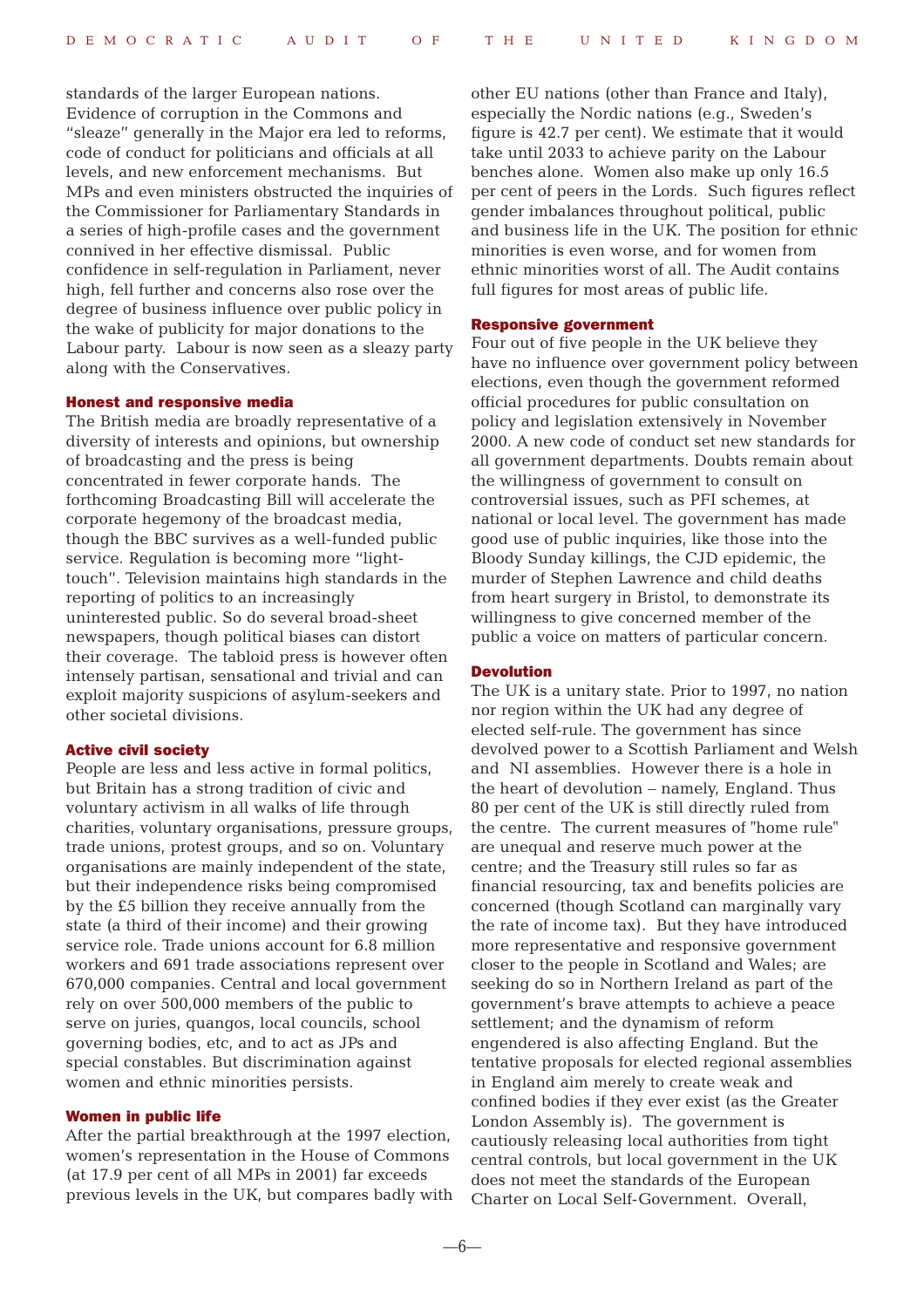standards of the larger European nations. Evidence of corruption in the Commons and "sleaze" generally in the Major era led to reforms, code of conduct for politicians and officials at all levels, and new enforcement mechanisms. But MPs and even ministers obstructed the inquiries of the Commissioner for Parliamentary Standards in a series of high-profile cases and the government connived in her effective dismissal. Public confidence in self-regulation in Parliament, never high, fell further and concerns also rose over the degree of business influence over public policy in the wake of publicity for major donations to the Labour party. Labour is now seen as a sleazy party along with the Conservatives.

#### Honest and responsive media

The British media are broadly representative of a diversity of interests and opinions, but ownership of broadcasting and the press is being concentrated in fewer corporate hands. The forthcoming Broadcasting Bill will accelerate the corporate hegemony of the broadcast media, though the BBC survives as a well-funded public service. Regulation is becoming more "light-touch". Television maintains high standards in the reporting of politics to an increasingly uninterested public. So do several broad-sheet newspapers, though political biases can distort their coverage. The tabloid press is however often intensely partisan, sensational and trivial and can exploit majority suspicions of asylum-seekers and other societal divisions.

#### Active civil society

People are less and less active in formal politics, but Britain has a strong tradition of civic and voluntary activism in all walks of life through charities, voluntary organisations, pressure groups, trade unions, protest groups, and so on. Voluntary organisations are mainly independent of the state, but their independence risks being compromised by the £5 billion they receive annually from the state (a third of their income) and their growing service role. Trade unions account for 6.8 million workers and 691 trade associations represent over 670,000 companies. Central and local government rely on over 500,000 members of the public to serve on juries, quangos, local councils, school governing bodies, etc, and to act as JPs and special constables. But discrimination against women and ethnic minorities persists.

#### Women in public life

After the partial breakthrough at the 1997 election, women's representation in the House of Commons (at 17.9 per cent of all MPs in 2001) far exceeds previous levels in the UK, but compares badly with other EU nations (other than France and Italy), especially the Nordic nations (e.g., Sweden's figure is 42.7 per cent). We estimate that it would take until 2033 to achieve parity on the Labour benches alone. Women also make up only 16.5 per cent of peers in the Lords. Such figures reflect gender imbalances throughout political, public and business life in the UK. The position for ethnic minorities is even worse, and for women from ethnic minorities worst of all. The Audit contains full figures for most areas of public life.

#### Responsive government

Four out of five people in the UK believe they have no influence over government policy between elections, even though the government reformed official procedures for public consultation on policy and legislation extensively in November 2000. A new code of conduct set new standards for all government departments. Doubts remain about the willingness of government to consult on controversial issues, such as PFI schemes, at national or local level. The government has made good use of public inquiries, like those into the Bloody Sunday killings, the CJD epidemic, the murder of Stephen Lawrence and child deaths from heart surgery in Bristol, to demonstrate its willingness to give concerned member of the public a voice on matters of particular concern.

#### Devolution

The UK is a unitary state. Prior to 1997, no nation nor region within the UK had any degree of elected self-rule. The government has since devolved power to a Scottish Parliament and Welsh and NI assemblies. However there is a hole in the heart of devolution – namely, England. Thus 80 per cent of the UK is still directly ruled from the centre. The current measures of "home rule" are unequal and reserve much power at the centre; and the Treasury still rules so far as financial resourcing, tax and benefits policies are concerned (though Scotland can marginally vary the rate of income tax). But they have introduced more representative and responsive government closer to the people in Scotland and Wales; are seeking do so in Northern Ireland as part of the government's brave attempts to achieve a peace settlement; and the dynamism of reform engendered is also affecting England. But the tentative proposals for elected regional assemblies in England aim merely to create weak and confined bodies if they ever exist (as the Greater London Assembly is). The government is cautiously releasing local authorities from tight central controls, but local government in the UK does not meet the standards of the European Charter on Local Self-Government. Overall,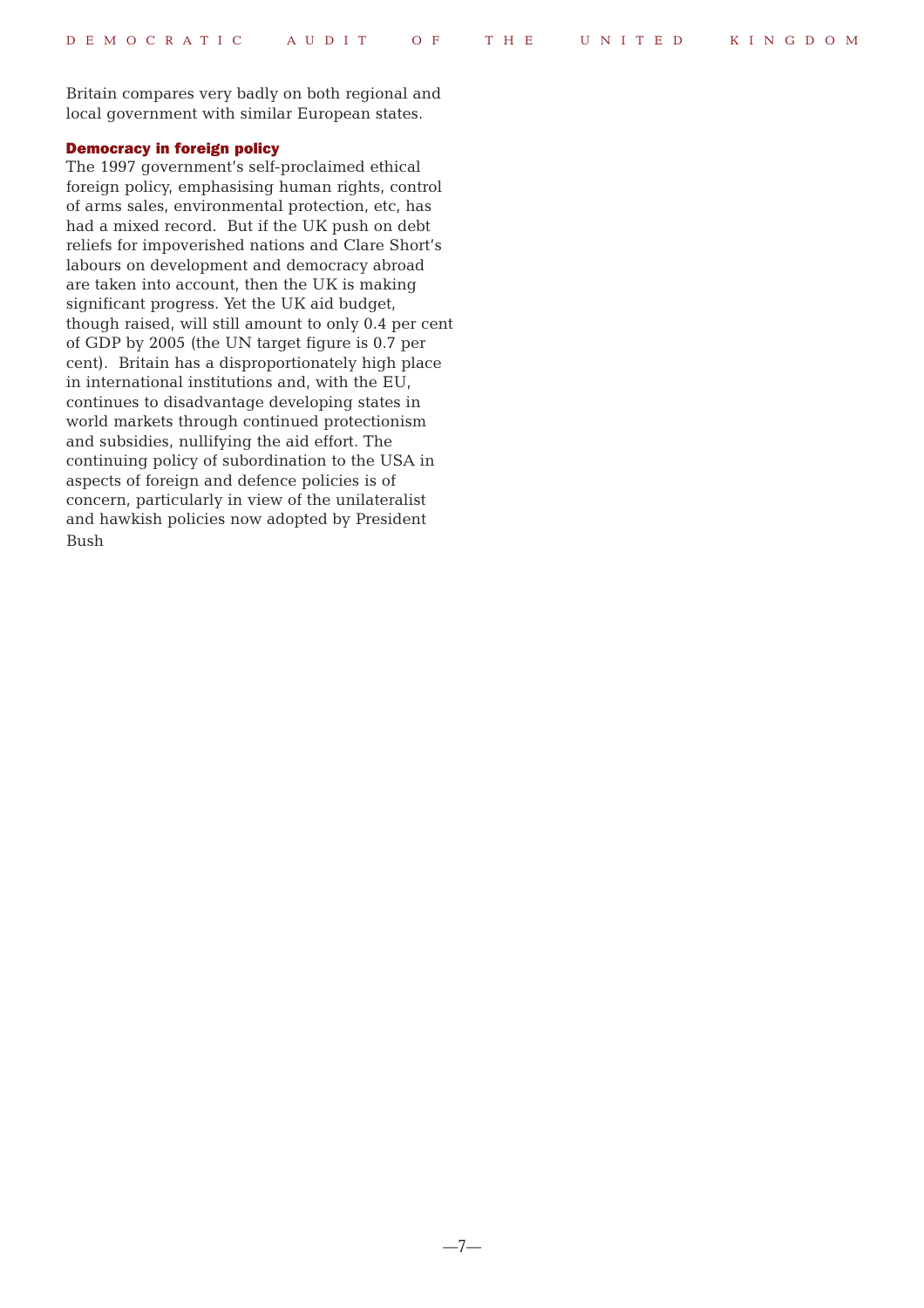Britain compares very badly on both regional and local government with similar European states.

### Democracy in foreign policy

The 1997 government's self-proclaimed ethical foreign policy, emphasising human rights, control of arms sales, environmental protection, etc, has had a mixed record. But if the UK push on debt reliefs for impoverished nations and Clare Short's labours on development and democracy abroad are taken into account, then the UK is making significant progress. Yet the UK aid budget, though raised, will still amount to only 0.4 per cent of GDP by 2005 (the UN target figure is 0.7 per cent). Britain has a disproportionately high place in international institutions and, with the EU, continues to disadvantage developing states in world markets through continued protectionism and subsidies, nullifying the aid effort. The continuing policy of subordination to the USA in aspects of foreign and defence policies is of concern, particularly in view of the unilateralist and hawkish policies now adopted by President Bush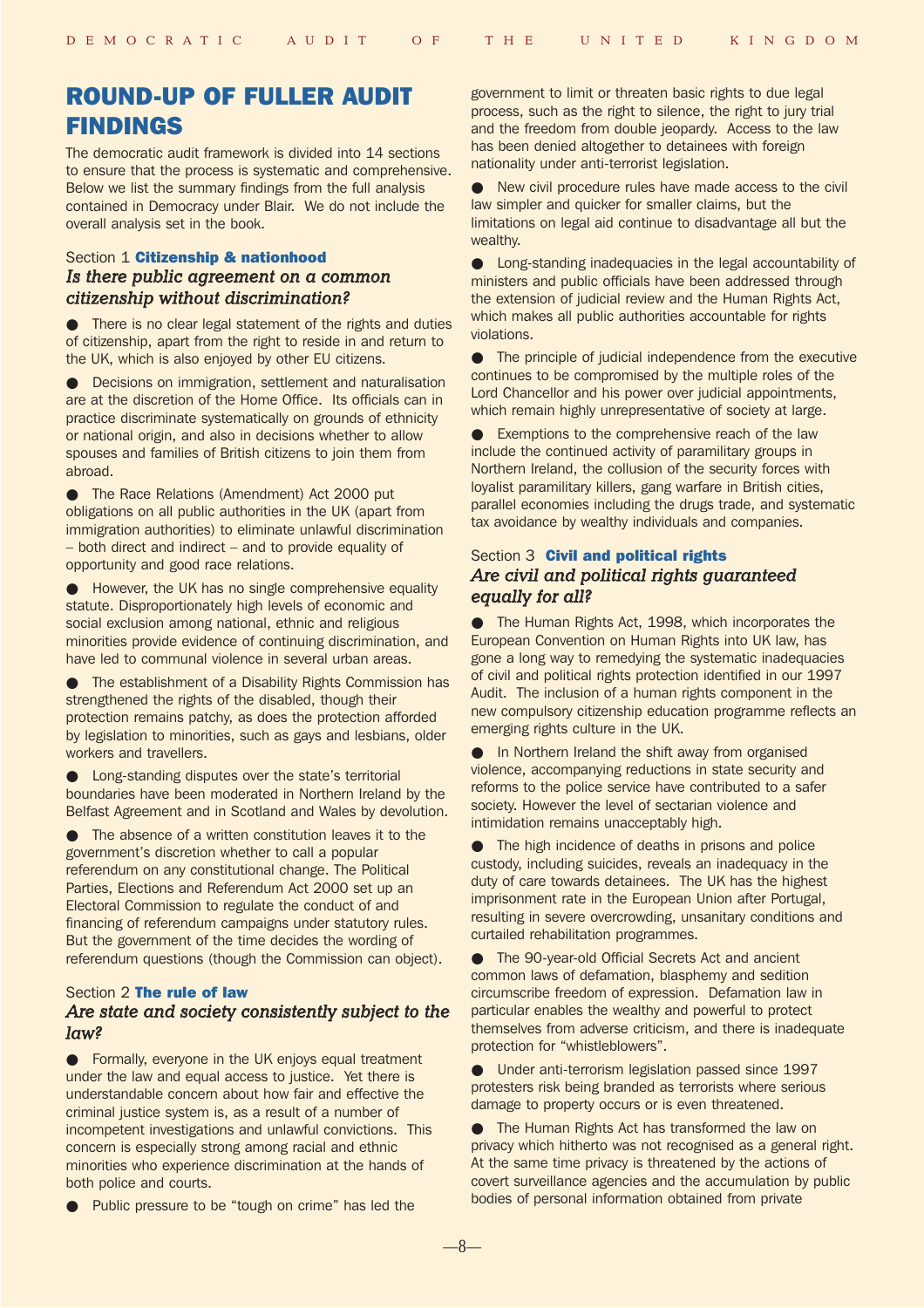## ROUND-UP OF FULLER AUDIT FINDINGS

The democratic audit framework is divided into 14 sections to ensure that the process is systematic and comprehensive. Below we list the summary findings from the full analysis contained in Democracy under Blair. We do not include the overall analysis set in the book.

### Section 1 **Citizenship & nationhood**

***Is there public agreement on a common citizenship without discrimination?***

- There is no clear legal statement of the rights and duties of citizenship, apart from the right to reside in and return to the UK, which is also enjoyed by other EU citizens.
- Decisions on immigration, settlement and naturalisation are at the discretion of the Home Office. Its officials can in practice discriminate systematically on grounds of ethnicity or national origin, and also in decisions whether to allow spouses and families of British citizens to join them from abroad.
- The Race Relations (Amendment) Act 2000 put obligations on all public authorities in the UK (apart from immigration authorities) to eliminate unlawful discrimination – both direct and indirect – and to provide equality of opportunity and good race relations.
- However, the UK has no single comprehensive equality statute. Disproportionately high levels of economic and social exclusion among national, ethnic and religious minorities provide evidence of continuing discrimination, and have led to communal violence in several urban areas.
- The establishment of a Disability Rights Commission has strengthened the rights of the disabled, though their protection remains patchy, as does the protection afforded by legislation to minorities, such as gays and lesbians, older workers and travellers.
- Long-standing disputes over the state's territorial boundaries have been moderated in Northern Ireland by the Belfast Agreement and in Scotland and Wales by devolution.
- The absence of a written constitution leaves it to the government's discretion whether to call a popular referendum on any constitutional change. The Political Parties, Elections and Referendum Act 2000 set up an Electoral Commission to regulate the conduct of and financing of referendum campaigns under statutory rules. But the government of the time decides the wording of referendum questions (though the Commission can object).

### Section 2 **The rule of law**

***Are state and society consistently subject to the law?***

- Formally, everyone in the UK enjoys equal treatment under the law and equal access to justice. Yet there is understandable concern about how fair and effective the criminal justice system is, as a result of a number of incompetent investigations and unlawful convictions. This concern is especially strong among racial and ethnic minorities who experience discrimination at the hands of both police and courts.
- Public pressure to be "tough on crime" has led the government to limit or threaten basic rights to due legal process, such as the right to silence, the right to jury trial and the freedom from double jeopardy. Access to the law has been denied altogether to detainees with foreign nationality under anti-terrorist legislation.
- New civil procedure rules have made access to the civil law simpler and quicker for smaller claims, but the limitations on legal aid continue to disadvantage all but the wealthy.
- Long-standing inadequacies in the legal accountability of ministers and public officials have been addressed through the extension of judicial review and the Human Rights Act, which makes all public authorities accountable for rights violations.
- The principle of judicial independence from the executive continues to be compromised by the multiple roles of the Lord Chancellor and his power over judicial appointments, which remain highly unrepresentative of society at large.
- Exemptions to the comprehensive reach of the law include the continued activity of paramilitary groups in Northern Ireland, the collusion of the security forces with loyalist paramilitary killers, gang warfare in British cities, parallel economies including the drugs trade, and systematic tax avoidance by wealthy individuals and companies.

### Section 3 **Civil and political rights**

***Are civil and political rights guaranteed equally for all?***

- The Human Rights Act, 1998, which incorporates the European Convention on Human Rights into UK law, has gone a long way to remedying the systematic inadequacies of civil and political rights protection identified in our 1997 Audit. The inclusion of a human rights component in the new compulsory citizenship education programme reflects an emerging rights culture in the UK.
- In Northern Ireland the shift away from organised violence, accompanying reductions in state security and reforms to the police service have contributed to a safer society. However the level of sectarian violence and intimidation remains unacceptably high.
- The high incidence of deaths in prisons and police custody, including suicides, reveals an inadequacy in the duty of care towards detainees. The UK has the highest imprisonment rate in the European Union after Portugal, resulting in severe overcrowding, unsanitary conditions and curtailed rehabilitation programmes.
- The 90-year-old Official Secrets Act and ancient common laws of defamation, blasphemy and sedition circumscribe freedom of expression. Defamation law in particular enables the wealthy and powerful to protect themselves from adverse criticism, and there is inadequate protection for "whistleblowers".
- Under anti-terrorism legislation passed since 1997 protesters risk being branded as terrorists where serious damage to property occurs or is even threatened.
- The Human Rights Act has transformed the law on privacy which hitherto was not recognised as a general right. At the same time privacy is threatened by the actions of covert surveillance agencies and the accumulation by public bodies of personal information obtained from private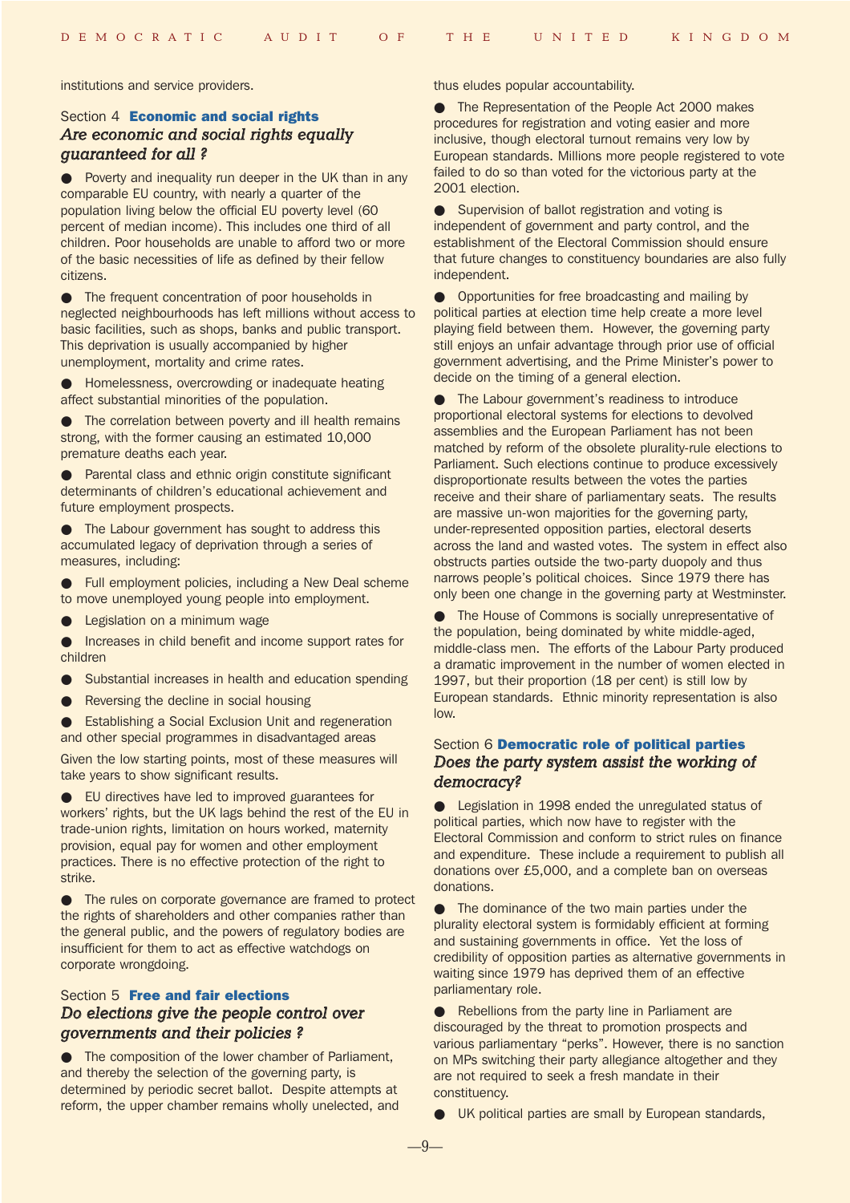institutions and service providers.

## Section 4 **Economic and social rights**

### *Are economic and social rights equally guaranteed for all ?*

- Poverty and inequality run deeper in the UK than in any comparable EU country, with nearly a quarter of the population living below the official EU poverty level (60 percent of median income). This includes one third of all children. Poor households are unable to afford two or more of the basic necessities of life as defined by their fellow citizens.
- The frequent concentration of poor households in neglected neighbourhoods has left millions without access to basic facilities, such as shops, banks and public transport. This deprivation is usually accompanied by higher unemployment, mortality and crime rates.
- Homelessness, overcrowding or inadequate heating affect substantial minorities of the population.
- The correlation between poverty and ill health remains strong, with the former causing an estimated 10,000 premature deaths each year.
- Parental class and ethnic origin constitute significant determinants of children's educational achievement and future employment prospects.
- The Labour government has sought to address this accumulated legacy of deprivation through a series of measures, including:
- Full employment policies, including a New Deal scheme to move unemployed young people into employment.
- Legislation on a minimum wage
- Increases in child benefit and income support rates for children
- Substantial increases in health and education spending
- Reversing the decline in social housing
- Establishing a Social Exclusion Unit and regeneration and other special programmes in disadvantaged areas

Given the low starting points, most of these measures will take years to show significant results.

- EU directives have led to improved guarantees for workers' rights, but the UK lags behind the rest of the EU in trade-union rights, limitation on hours worked, maternity provision, equal pay for women and other employment practices. There is no effective protection of the right to strike.
- The rules on corporate governance are framed to protect the rights of shareholders and other companies rather than the general public, and the powers of regulatory bodies are insufficient for them to act as effective watchdogs on corporate wrongdoing.

## Section 5 **Free and fair elections**

### *Do elections give the people control over governments and their policies ?*

- The composition of the lower chamber of Parliament, and thereby the selection of the governing party, is determined by periodic secret ballot. Despite attempts at reform, the upper chamber remains wholly unelected, and thus eludes popular accountability.
- The Representation of the People Act 2000 makes procedures for registration and voting easier and more inclusive, though electoral turnout remains very low by European standards. Millions more people registered to vote failed to do so than voted for the victorious party at the 2001 election.
- Supervision of ballot registration and voting is independent of government and party control, and the establishment of the Electoral Commission should ensure that future changes to constituency boundaries are also fully independent.
- Opportunities for free broadcasting and mailing by political parties at election time help create a more level playing field between them. However, the governing party still enjoys an unfair advantage through prior use of official government advertising, and the Prime Minister's power to decide on the timing of a general election.
- The Labour government's readiness to introduce proportional electoral systems for elections to devolved assemblies and the European Parliament has not been matched by reform of the obsolete plurality-rule elections to Parliament. Such elections continue to produce excessively disproportionate results between the votes the parties receive and their share of parliamentary seats. The results are massive un-won majorities for the governing party, under-represented opposition parties, electoral deserts across the land and wasted votes. The system in effect also obstructs parties outside the two-party duopoly and thus narrows people's political choices. Since 1979 there has only been one change in the governing party at Westminster.
- The House of Commons is socially unrepresentative of the population, being dominated by white middle-aged, middle-class men. The efforts of the Labour Party produced a dramatic improvement in the number of women elected in 1997, but their proportion (18 per cent) is still low by European standards. Ethnic minority representation is also low.

## Section 6 **Democratic role of political parties**

### *Does the party system assist the working of democracy?*

- Legislation in 1998 ended the unregulated status of political parties, which now have to register with the Electoral Commission and conform to strict rules on finance and expenditure. These include a requirement to publish all donations over £5,000, and a complete ban on overseas donations.
- The dominance of the two main parties under the plurality electoral system is formidably efficient at forming and sustaining governments in office. Yet the loss of credibility of opposition parties as alternative governments in waiting since 1979 has deprived them of an effective parliamentary role.
- Rebellions from the party line in Parliament are discouraged by the threat to promotion prospects and various parliamentary "perks". However, there is no sanction on MPs switching their party allegiance altogether and they are not required to seek a fresh mandate in their constituency.
- UK political parties are small by European standards,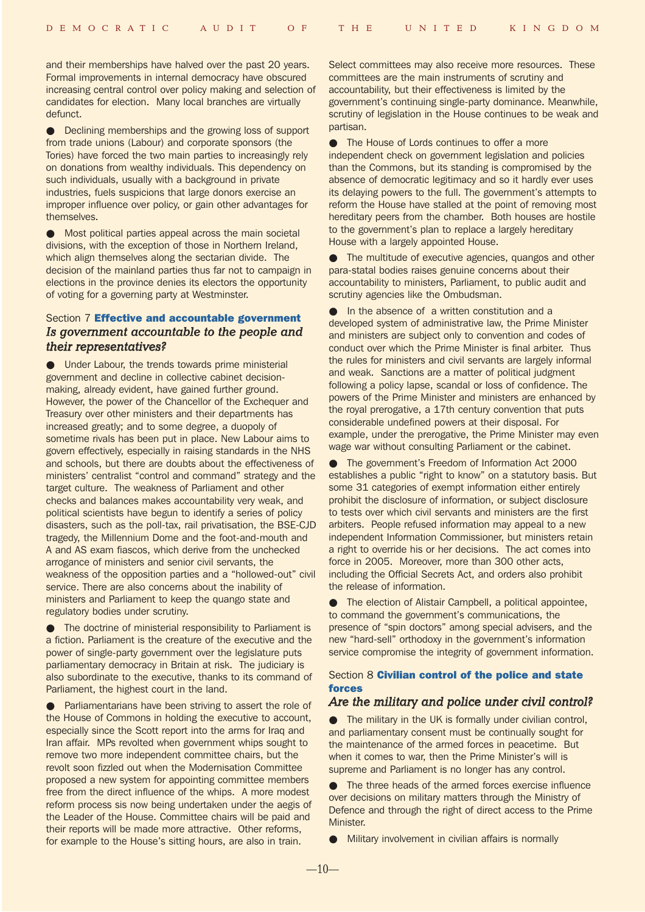and their memberships have halved over the past 20 years. Formal improvements in internal democracy have obscured increasing central control over policy making and selection of candidates for election. Many local branches are virtually defunct.

- Declining memberships and the growing loss of support from trade unions (Labour) and corporate sponsors (the Tories) have forced the two main parties to increasingly rely on donations from wealthy individuals. This dependency on such individuals, usually with a background in private industries, fuels suspicions that large donors exercise an improper influence over policy, or gain other advantages for themselves.

- Most political parties appeal across the main societal divisions, with the exception of those in Northern Ireland, which align themselves along the sectarian divide. The decision of the mainland parties thus far not to campaign in elections in the province denies its electors the opportunity of voting for a governing party at Westminster.

## Section 7 **Effective and accountable government**
### *Is government accountable to the people and their representatives?*

- Under Labour, the trends towards prime ministerial government and decline in collective cabinet decision-making, already evident, have gained further ground. However, the power of the Chancellor of the Exchequer and Treasury over other ministers and their departments has increased greatly; and to some degree, a duopoly of sometime rivals has been put in place. New Labour aims to govern effectively, especially in raising standards in the NHS and schools, but there are doubts about the effectiveness of ministers' centralist "control and command" strategy and the target culture. The weakness of Parliament and other checks and balances makes accountability very weak, and political scientists have begun to identify a series of policy disasters, such as the poll-tax, rail privatisation, the BSE-CJD tragedy, the Millennium Dome and the foot-and-mouth and A and AS exam fiascos, which derive from the unchecked arrogance of ministers and senior civil servants, the weakness of the opposition parties and a "hollowed-out" civil service. There are also concerns about the inability of ministers and Parliament to keep the quango state and regulatory bodies under scrutiny.

- The doctrine of ministerial responsibility to Parliament is a fiction. Parliament is the creature of the executive and the power of single-party government over the legislature puts parliamentary democracy in Britain at risk. The judiciary is also subordinate to the executive, thanks to its command of Parliament, the highest court in the land.

- Parliamentarians have been striving to assert the role of the House of Commons in holding the executive to account, especially since the Scott report into the arms for Iraq and Iran affair. MPs revolted when government whips sought to remove two more independent committee chairs, but the revolt soon fizzled out when the Modernisation Committee proposed a new system for appointing committee members free from the direct influence of the whips. A more modest reform process sis now being undertaken under the aegis of the Leader of the House. Committee chairs will be paid and their reports will be made more attractive. Other reforms, for example to the House's sitting hours, are also in train. Select committees may also receive more resources. These committees are the main instruments of scrutiny and accountability, but their effectiveness is limited by the government's continuing single-party dominance. Meanwhile, scrutiny of legislation in the House continues to be weak and partisan.

- The House of Lords continues to offer a more independent check on government legislation and policies than the Commons, but its standing is compromised by the absence of democratic legitimacy and so it hardly ever uses its delaying powers to the full. The government's attempts to reform the House have stalled at the point of removing most hereditary peers from the chamber. Both houses are hostile to the government's plan to replace a largely hereditary House with a largely appointed House.

- The multitude of executive agencies, quangos and other para-statal bodies raises genuine concerns about their accountability to ministers, Parliament, to public audit and scrutiny agencies like the Ombudsman.

- In the absence of a written constitution and a developed system of administrative law, the Prime Minister and ministers are subject only to convention and codes of conduct over which the Prime Minister is final arbiter. Thus the rules for ministers and civil servants are largely informal and weak. Sanctions are a matter of political judgment following a policy lapse, scandal or loss of confidence. The powers of the Prime Minister and ministers are enhanced by the royal prerogative, a 17th century convention that puts considerable undefined powers at their disposal. For example, under the prerogative, the Prime Minister may even wage war without consulting Parliament or the cabinet.

- The government's Freedom of Information Act 2000 establishes a public "right to know" on a statutory basis. But some 31 categories of exempt information either entirely prohibit the disclosure of information, or subject disclosure to tests over which civil servants and ministers are the first arbiters. People refused information may appeal to a new independent Information Commissioner, but ministers retain a right to override his or her decisions. The act comes into force in 2005. Moreover, more than 300 other acts, including the Official Secrets Act, and orders also prohibit the release of information.

- The election of Alistair Campbell, a political appointee, to command the government's communications, the presence of "spin doctors" among special advisers, and the new "hard-sell" orthodoxy in the government's information service compromise the integrity of government information.

## Section 8 **Civilian control of the police and state forces**
### *Are the military and police under civil control?*

- The military in the UK is formally under civilian control, and parliamentary consent must be continually sought for the maintenance of the armed forces in peacetime. But when it comes to war, then the Prime Minister's will is supreme and Parliament is no longer has any control.

- The three heads of the armed forces exercise influence over decisions on military matters through the Ministry of Defence and through the right of direct access to the Prime Minister.

- Military involvement in civilian affairs is normally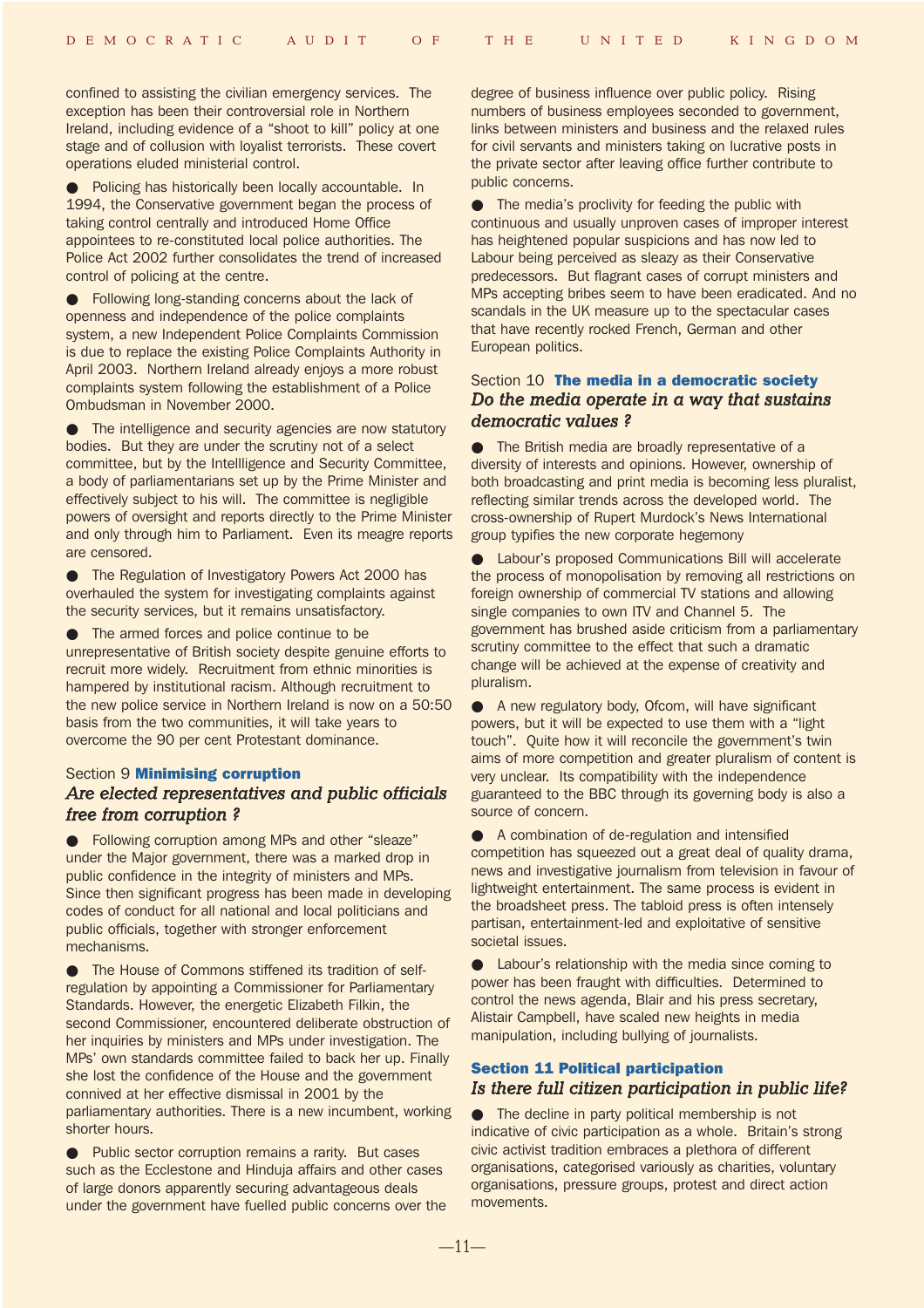confined to assisting the civilian emergency services. The exception has been their controversial role in Northern Ireland, including evidence of a "shoot to kill" policy at one stage and of collusion with loyalist terrorists. These covert operations eluded ministerial control.

- Policing has historically been locally accountable. In 1994, the Conservative government began the process of taking control centrally and introduced Home Office appointees to re-constituted local police authorities. The Police Act 2002 further consolidates the trend of increased control of policing at the centre.

- Following long-standing concerns about the lack of openness and independence of the police complaints system, a new Independent Police Complaints Commission is due to replace the existing Police Complaints Authority in April 2003. Northern Ireland already enjoys a more robust complaints system following the establishment of a Police Ombudsman in November 2000.

- The intelligence and security agencies are now statutory bodies. But they are under the scrutiny not of a select committee, but by the Intellligence and Security Committee, a body of parliamentarians set up by the Prime Minister and effectively subject to his will. The committee is negligible powers of oversight and reports directly to the Prime Minister and only through him to Parliament. Even its meagre reports are censored.

- The Regulation of Investigatory Powers Act 2000 has overhauled the system for investigating complaints against the security services, but it remains unsatisfactory.

- The armed forces and police continue to be unrepresentative of British society despite genuine efforts to recruit more widely. Recruitment from ethnic minorities is hampered by institutional racism. Although recruitment to the new police service in Northern Ireland is now on a 50:50 basis from the two communities, it will take years to overcome the 90 per cent Protestant dominance.

## Section 9 **Minimising corruption**

### *Are elected representatives and public officials free from corruption ?*

- Following corruption among MPs and other "sleaze" under the Major government, there was a marked drop in public confidence in the integrity of ministers and MPs. Since then significant progress has been made in developing codes of conduct for all national and local politicians and public officials, together with stronger enforcement mechanisms.

- The House of Commons stiffened its tradition of self-regulation by appointing a Commissioner for Parliamentary Standards. However, the energetic Elizabeth Filkin, the second Commissioner, encountered deliberate obstruction of her inquiries by ministers and MPs under investigation. The MPs' own standards committee failed to back her up. Finally she lost the confidence of the House and the government connived at her effective dismissal in 2001 by the parliamentary authorities. There is a new incumbent, working shorter hours.

- Public sector corruption remains a rarity. But cases such as the Ecclestone and Hinduja affairs and other cases of large donors apparently securing advantageous deals under the government have fuelled public concerns over the degree of business influence over public policy. Rising numbers of business employees seconded to government, links between ministers and business and the relaxed rules for civil servants and ministers taking on lucrative posts in the private sector after leaving office further contribute to public concerns.

- The media's proclivity for feeding the public with continuous and usually unproven cases of improper interest has heightened popular suspicions and has now led to Labour being perceived as sleazy as their Conservative predecessors. But flagrant cases of corrupt ministers and MPs accepting bribes seem to have been eradicated. And no scandals in the UK measure up to the spectacular cases that have recently rocked French, German and other European politics.

## Section 10 **The media in a democratic society**

### *Do the media operate in a way that sustains democratic values ?*

- The British media are broadly representative of a diversity of interests and opinions. However, ownership of both broadcasting and print media is becoming less pluralist, reflecting similar trends across the developed world. The cross-ownership of Rupert Murdock's News International group typifies the new corporate hegemony

- Labour's proposed Communications Bill will accelerate the process of monopolisation by removing all restrictions on foreign ownership of commercial TV stations and allowing single companies to own ITV and Channel 5. The government has brushed aside criticism from a parliamentary scrutiny committee to the effect that such a dramatic change will be achieved at the expense of creativity and pluralism.

- A new regulatory body, Ofcom, will have significant powers, but it will be expected to use them with a "light touch". Quite how it will reconcile the government's twin aims of more competition and greater pluralism of content is very unclear. Its compatibility with the independence guaranteed to the BBC through its governing body is also a source of concern.

- A combination of de-regulation and intensified competition has squeezed out a great deal of quality drama, news and investigative journalism from television in favour of lightweight entertainment. The same process is evident in the broadsheet press. The tabloid press is often intensely partisan, entertainment-led and exploitative of sensitive societal issues.

- Labour's relationship with the media since coming to power has been fraught with difficulties. Determined to control the news agenda, Blair and his press secretary, Alistair Campbell, have scaled new heights in media manipulation, including bullying of journalists.

## **Section 11 Political participation**

### *Is there full citizen participation in public life?*

- The decline in party political membership is not indicative of civic participation as a whole. Britain's strong civic activist tradition embraces a plethora of different organisations, categorised variously as charities, voluntary organisations, pressure groups, protest and direct action movements.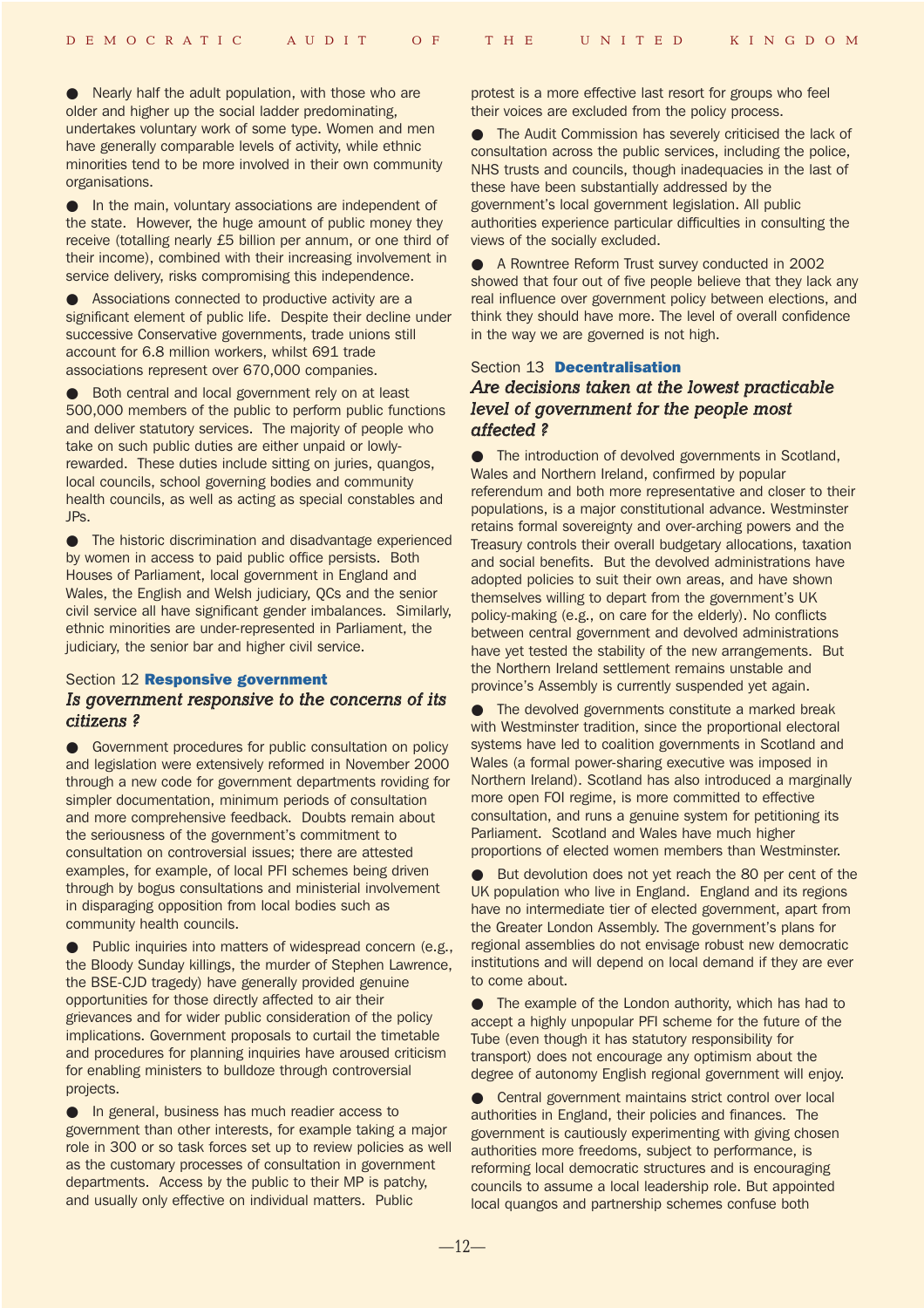- Nearly half the adult population, with those who are older and higher up the social ladder predominating, undertakes voluntary work of some type. Women and men have generally comparable levels of activity, while ethnic minorities tend to be more involved in their own community organisations.

- In the main, voluntary associations are independent of the state. However, the huge amount of public money they receive (totalling nearly £5 billion per annum, or one third of their income), combined with their increasing involvement in service delivery, risks compromising this independence.

- Associations connected to productive activity are a significant element of public life. Despite their decline under successive Conservative governments, trade unions still account for 6.8 million workers, whilst 691 trade associations represent over 670,000 companies.

- Both central and local government rely on at least 500,000 members of the public to perform public functions and deliver statutory services. The majority of people who take on such public duties are either unpaid or lowly-rewarded. These duties include sitting on juries, quangos, local councils, school governing bodies and community health councils, as well as acting as special constables and JPs.

- The historic discrimination and disadvantage experienced by women in access to paid public office persists. Both Houses of Parliament, local government in England and Wales, the English and Welsh judiciary, QCs and the senior civil service all have significant gender imbalances. Similarly, ethnic minorities are under-represented in Parliament, the judiciary, the senior bar and higher civil service.

## Section 12 **Responsive government**

### *Is government responsive to the concerns of its citizens ?*

- Government procedures for public consultation on policy and legislation were extensively reformed in November 2000 through a new code for government departments roviding for simpler documentation, minimum periods of consultation and more comprehensive feedback. Doubts remain about the seriousness of the government's commitment to consultation on controversial issues; there are attested examples, for example, of local PFI schemes being driven through by bogus consultations and ministerial involvement in disparaging opposition from local bodies such as community health councils.

- Public inquiries into matters of widespread concern (e.g., the Bloody Sunday killings, the murder of Stephen Lawrence, the BSE-CJD tragedy) have generally provided genuine opportunities for those directly affected to air their grievances and for wider public consideration of the policy implications. Government proposals to curtail the timetable and procedures for planning inquiries have aroused criticism for enabling ministers to bulldoze through controversial projects.

- In general, business has much readier access to government than other interests, for example taking a major role in 300 or so task forces set up to review policies as well as the customary processes of consultation in government departments. Access by the public to their MP is patchy, and usually only effective on individual matters. Public protest is a more effective last resort for groups who feel their voices are excluded from the policy process.

- The Audit Commission has severely criticised the lack of consultation across the public services, including the police, NHS trusts and councils, though inadequacies in the last of these have been substantially addressed by the government's local government legislation. All public authorities experience particular difficulties in consulting the views of the socially excluded.

- A Rowntree Reform Trust survey conducted in 2002 showed that four out of five people believe that they lack any real influence over government policy between elections, and think they should have more. The level of overall confidence in the way we are governed is not high.

## Section 13 **Decentralisation**

### *Are decisions taken at the lowest practicable level of government for the people most affected ?*

- The introduction of devolved governments in Scotland, Wales and Northern Ireland, confirmed by popular referendum and both more representative and closer to their populations, is a major constitutional advance. Westminster retains formal sovereignty and over-arching powers and the Treasury controls their overall budgetary allocations, taxation and social benefits. But the devolved administrations have adopted policies to suit their own areas, and have shown themselves willing to depart from the government's UK policy-making (e.g., on care for the elderly). No conflicts between central government and devolved administrations have yet tested the stability of the new arrangements. But the Northern Ireland settlement remains unstable and province's Assembly is currently suspended yet again.

- The devolved governments constitute a marked break with Westminster tradition, since the proportional electoral systems have led to coalition governments in Scotland and Wales (a formal power-sharing executive was imposed in Northern Ireland). Scotland has also introduced a marginally more open FOI regime, is more committed to effective consultation, and runs a genuine system for petitioning its Parliament. Scotland and Wales have much higher proportions of elected women members than Westminster.

- But devolution does not yet reach the 80 per cent of the UK population who live in England. England and its regions have no intermediate tier of elected government, apart from the Greater London Assembly. The government's plans for regional assemblies do not envisage robust new democratic institutions and will depend on local demand if they are ever to come about.

- The example of the London authority, which has had to accept a highly unpopular PFI scheme for the future of the Tube (even though it has statutory responsibility for transport) does not encourage any optimism about the degree of autonomy English regional government will enjoy.

- Central government maintains strict control over local authorities in England, their policies and finances. The government is cautiously experimenting with giving chosen authorities more freedoms, subject to performance, is reforming local democratic structures and is encouraging councils to assume a local leadership role. But appointed local quangos and partnership schemes confuse both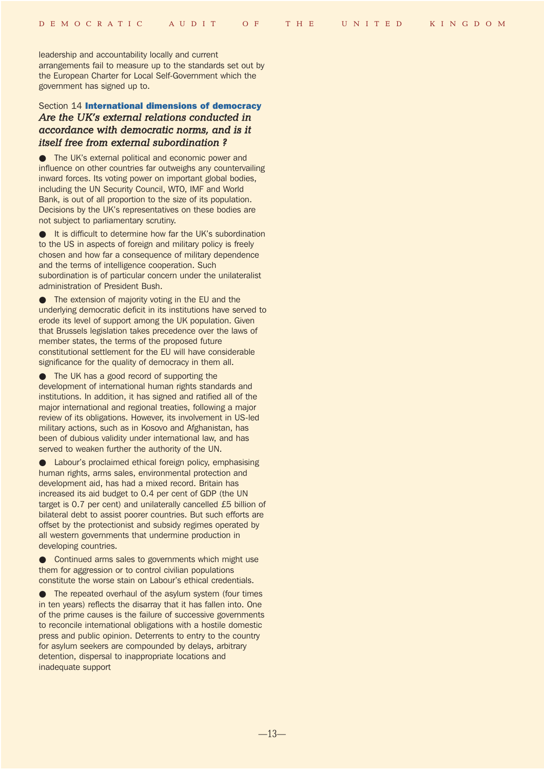leadership and accountability locally and current arrangements fail to measure up to the standards set out by the European Charter for Local Self-Government which the government has signed up to.

## Section 14 **International dimensions of democracy**

### *Are the UK's external relations conducted in accordance with democratic norms, and is it itself free from external subordination ?*

- The UK's external political and economic power and influence on other countries far outweighs any countervailing inward forces. Its voting power on important global bodies, including the UN Security Council, WTO, IMF and World Bank, is out of all proportion to the size of its population. Decisions by the UK's representatives on these bodies are not subject to parliamentary scrutiny.
- It is difficult to determine how far the UK's subordination to the US in aspects of foreign and military policy is freely chosen and how far a consequence of military dependence and the terms of intelligence cooperation. Such subordination is of particular concern under the unilateralist administration of President Bush.
- The extension of majority voting in the EU and the underlying democratic deficit in its institutions have served to erode its level of support among the UK population. Given that Brussels legislation takes precedence over the laws of member states, the terms of the proposed future constitutional settlement for the EU will have considerable significance for the quality of democracy in them all.
- The UK has a good record of supporting the development of international human rights standards and institutions. In addition, it has signed and ratified all of the major international and regional treaties, following a major review of its obligations. However, its involvement in US-led military actions, such as in Kosovo and Afghanistan, has been of dubious validity under international law, and has served to weaken further the authority of the UN.
- Labour's proclaimed ethical foreign policy, emphasising human rights, arms sales, environmental protection and development aid, has had a mixed record. Britain has increased its aid budget to 0.4 per cent of GDP (the UN target is 0.7 per cent) and unilaterally cancelled £5 billion of bilateral debt to assist poorer countries. But such efforts are offset by the protectionist and subsidy regimes operated by all western governments that undermine production in developing countries.
- Continued arms sales to governments which might use them for aggression or to control civilian populations constitute the worse stain on Labour's ethical credentials.
- The repeated overhaul of the asylum system (four times in ten years) reflects the disarray that it has fallen into. One of the prime causes is the failure of successive governments to reconcile international obligations with a hostile domestic press and public opinion. Deterrents to entry to the country for asylum seekers are compounded by delays, arbitrary detention, dispersal to inappropriate locations and inadequate support